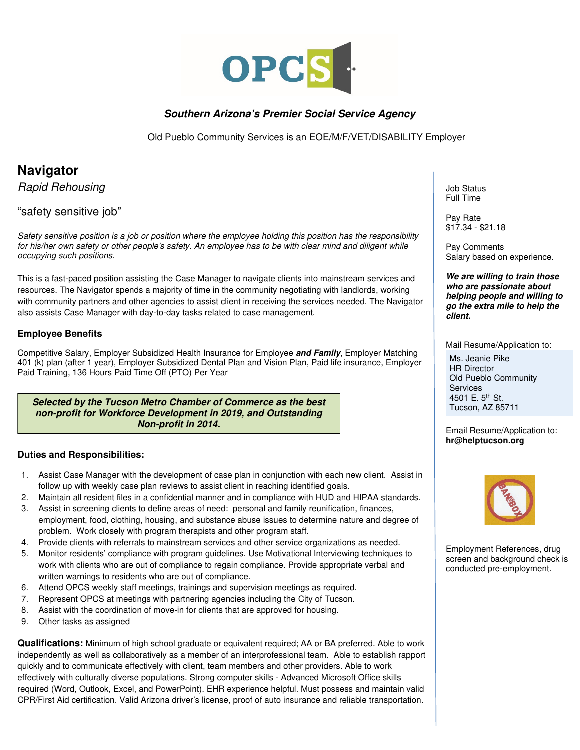**OPCS**

***Southern Arizona's Premier Social Service Agency***

Old Pueblo Community Services is an EOE/M/F/VET/DISABILITY Employer

# Navigator

*Rapid Rehousing*

"safety sensitive job"

*Safety sensitive position is a job or position where the employee holding this position has the responsibility for his/her own safety or other people's safety. An employee has to be with clear mind and diligent while occupying such positions.*

This is a fast-paced position assisting the Case Manager to navigate clients into mainstream services and resources. The Navigator spends a majority of time in the community negotiating with landlords, working with community partners and other agencies to assist client in receiving the services needed. The Navigator also assists Case Manager with day-to-day tasks related to case management.

Job Status
Full Time

Pay Rate
$17.34 - $21.18

Pay Comments
Salary based on experience.

***We are willing to train those who are passionate about helping people and willing to go the extra mile to help the client.***

Mail Resume/Application to:
Ms. Jeanie Pike
HR Director
Old Pueblo Community Services
4501 E. 5th St.
Tucson, AZ 85711

Email Resume/Application to:
**hr@helptucson.org**

BAN THE BOX

Employment References, drug screen and background check is conducted pre-employment.

### Employee Benefits

Competitive Salary, Employer Subsidized Health Insurance for Employee ***and Family***, Employer Matching 401 (k) plan (after 1 year), Employer Subsidized Dental Plan and Vision Plan, Paid life insurance, Employer Paid Training, 136 Hours Paid Time Off (PTO) Per Year

***Selected by the Tucson Metro Chamber of Commerce as the best non-profit for Workforce Development in 2019, and Outstanding Non-profit in 2014.***

### Duties and Responsibilities:

1. Assist Case Manager with the development of case plan in conjunction with each new client. Assist in follow up with weekly case plan reviews to assist client in reaching identified goals.
2. Maintain all resident files in a confidential manner and in compliance with HUD and HIPAA standards.
3. Assist in screening clients to define areas of need: personal and family reunification, finances, employment, food, clothing, housing, and substance abuse issues to determine nature and degree of problem. Work closely with program therapists and other program staff.
4. Provide clients with referrals to mainstream services and other service organizations as needed.
5. Monitor residents' compliance with program guidelines. Use Motivational Interviewing techniques to work with clients who are out of compliance to regain compliance. Provide appropriate verbal and written warnings to residents who are out of compliance.
6. Attend OPCS weekly staff meetings, trainings and supervision meetings as required.
7. Represent OPCS at meetings with partnering agencies including the City of Tucson.
8. Assist with the coordination of move-in for clients that are approved for housing.
9. Other tasks as assigned

**Qualifications:** Minimum of high school graduate or equivalent required; AA or BA preferred. Able to work independently as well as collaboratively as a member of an interprofessional team. Able to establish rapport quickly and to communicate effectively with client, team members and other providers. Able to work effectively with culturally diverse populations. Strong computer skills - Advanced Microsoft Office skills required (Word, Outlook, Excel, and PowerPoint). EHR experience helpful. Must possess and maintain valid CPR/First Aid certification. Valid Arizona driver's license, proof of auto insurance and reliable transportation.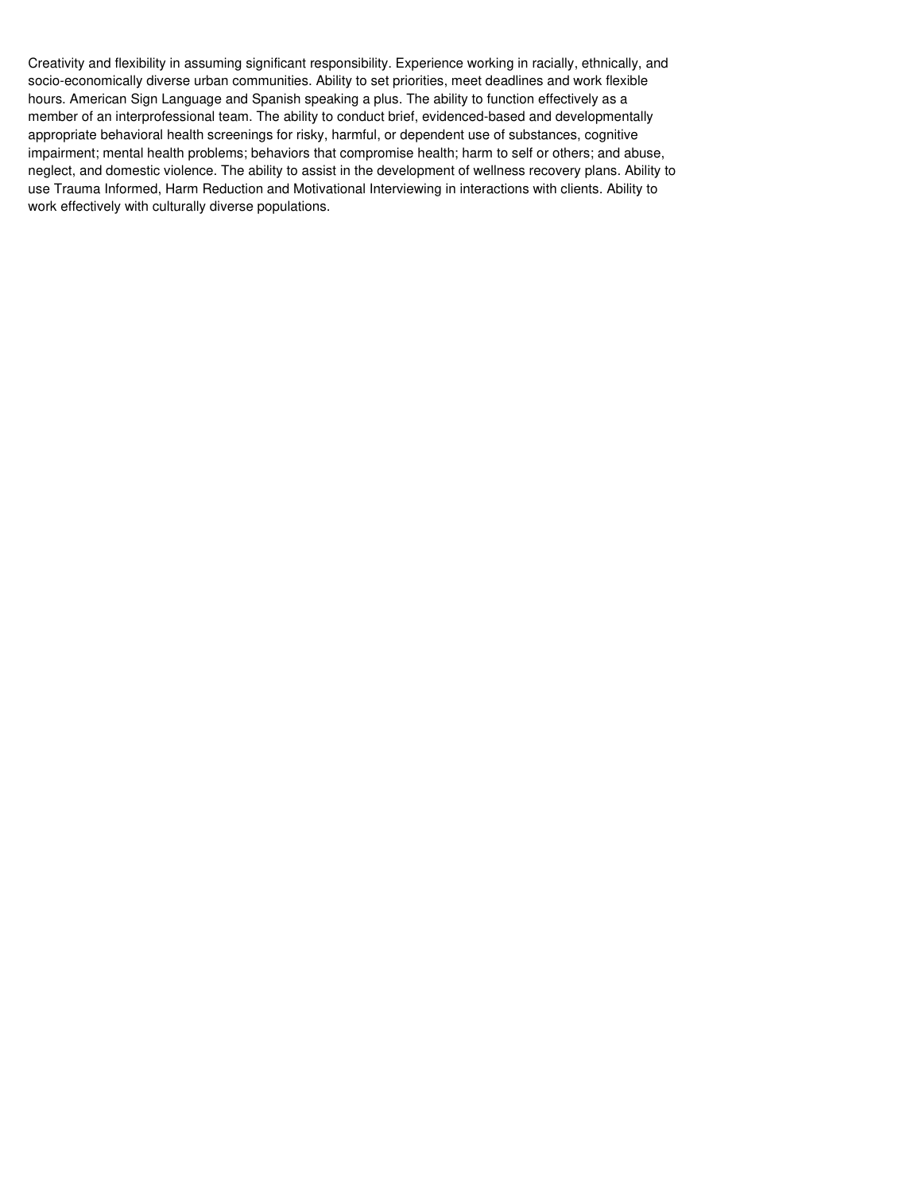Creativity and flexibility in assuming significant responsibility. Experience working in racially, ethnically, and socio-economically diverse urban communities. Ability to set priorities, meet deadlines and work flexible hours. American Sign Language and Spanish speaking a plus. The ability to function effectively as a member of an interprofessional team. The ability to conduct brief, evidenced-based and developmentally appropriate behavioral health screenings for risky, harmful, or dependent use of substances, cognitive impairment; mental health problems; behaviors that compromise health; harm to self or others; and abuse, neglect, and domestic violence. The ability to assist in the development of wellness recovery plans. Ability to use Trauma Informed, Harm Reduction and Motivational Interviewing in interactions with clients. Ability to work effectively with culturally diverse populations.